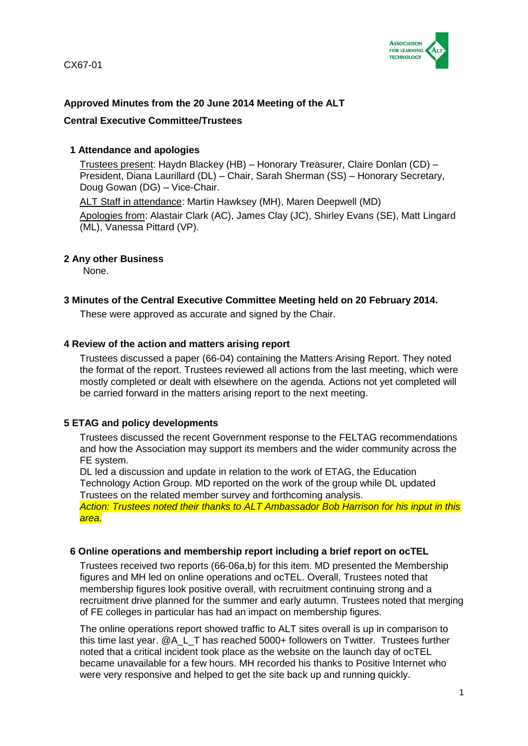CX67-01

**Approved Minutes from the 20 June 2014 Meeting of the ALT**

**Central Executive Committee/Trustees**

## 1 Attendance and apologies

Trustees present: Haydn Blackey (HB) – Honorary Treasurer, Claire Donlan (CD) – President, Diana Laurillard (DL) – Chair, Sarah Sherman (SS) – Honorary Secretary, Doug Gowan (DG) – Vice-Chair.

ALT Staff in attendance: Martin Hawksey (MH), Maren Deepwell (MD)

Apologies from: Alastair Clark (AC), James Clay (JC), Shirley Evans (SE), Matt Lingard (ML), Vanessa Pittard (VP).

## 2 Any other Business

None.

## 3 Minutes of the Central Executive Committee Meeting held on 20 February 2014.

These were approved as accurate and signed by the Chair.

## 4 Review of the action and matters arising report

Trustees discussed a paper (66-04) containing the Matters Arising Report. They noted the format of the report. Trustees reviewed all actions from the last meeting, which were mostly completed or dealt with elsewhere on the agenda. Actions not yet completed will be carried forward in the matters arising report to the next meeting.

## 5 ETAG and policy developments

Trustees discussed the recent Government response to the FELTAG recommendations and how the Association may support its members and the wider community across the FE system.

DL led a discussion and update in relation to the work of ETAG, the Education Technology Action Group. MD reported on the work of the group while DL updated Trustees on the related member survey and forthcoming analysis.

*Action: Trustees noted their thanks to ALT Ambassador Bob Harrison for his input in this area.*

## 6 Online operations and membership report including a brief report on ocTEL

Trustees received two reports (66-06a,b) for this item. MD presented the Membership figures and MH led on online operations and ocTEL. Overall, Trustees noted that membership figures look positive overall, with recruitment continuing strong and a recruitment drive planned for the summer and early autumn. Trustees noted that merging of FE colleges in particular has had an impact on membership figures.

The online operations report showed traffic to ALT sites overall is up in comparison to this time last year. @A_L_T has reached 5000+ followers on Twitter. Trustees further noted that a critical incident took place as the website on the launch day of ocTEL became unavailable for a few hours. MH recorded his thanks to Positive Internet who were very responsive and helped to get the site back up and running quickly.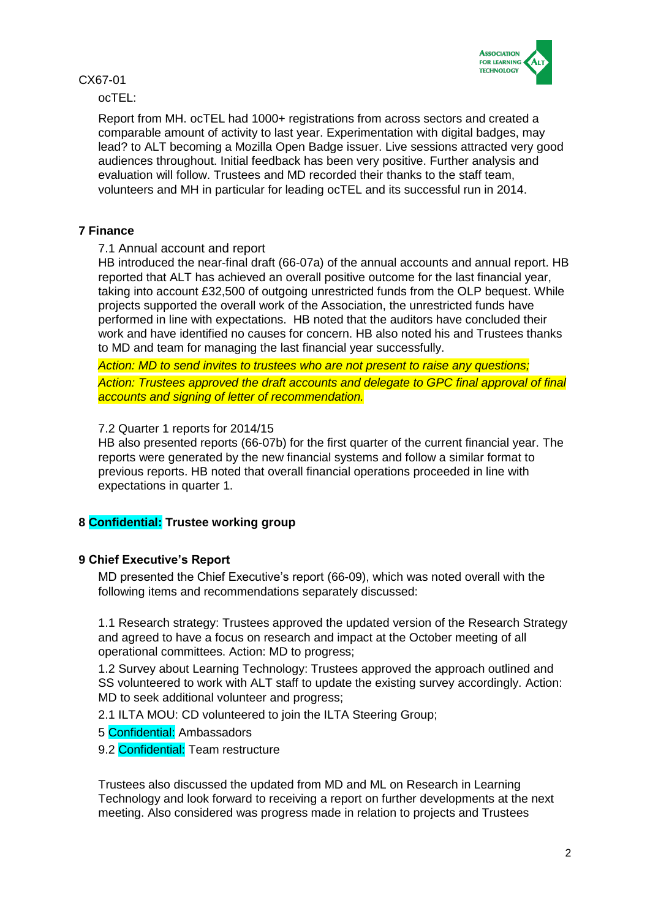CX67-01

ocTEL:

Report from MH. ocTEL had 1000+ registrations from across sectors and created a comparable amount of activity to last year. Experimentation with digital badges, may lead? to ALT becoming a Mozilla Open Badge issuer. Live sessions attracted very good audiences throughout. Initial feedback has been very positive. Further analysis and evaluation will follow. Trustees and MD recorded their thanks to the staff team, volunteers and MH in particular for leading ocTEL and its successful run in 2014.

### 7 Finance

7.1 Annual account and report

HB introduced the near-final draft (66-07a) of the annual accounts and annual report. HB reported that ALT has achieved an overall positive outcome for the last financial year, taking into account £32,500 of outgoing unrestricted funds from the OLP bequest. While projects supported the overall work of the Association, the unrestricted funds have performed in line with expectations. HB noted that the auditors have concluded their work and have identified no causes for concern. HB also noted his and Trustees thanks to MD and team for managing the last financial year successfully.

*Action: MD to send invites to trustees who are not present to raise any questions;*

*Action: Trustees approved the draft accounts and delegate to GPC final approval of final accounts and signing of letter of recommendation.*

7.2 Quarter 1 reports for 2014/15

HB also presented reports (66-07b) for the first quarter of the current financial year. The reports were generated by the new financial systems and follow a similar format to previous reports. HB noted that overall financial operations proceeded in line with expectations in quarter 1.

### 8 Confidential: Trustee working group

### 9 Chief Executive's Report

MD presented the Chief Executive's report (66-09), which was noted overall with the following items and recommendations separately discussed:

1.1 Research strategy: Trustees approved the updated version of the Research Strategy and agreed to have a focus on research and impact at the October meeting of all operational committees. Action: MD to progress;

1.2 Survey about Learning Technology: Trustees approved the approach outlined and SS volunteered to work with ALT staff to update the existing survey accordingly. Action: MD to seek additional volunteer and progress;

2.1 ILTA MOU: CD volunteered to join the ILTA Steering Group;

5 Confidential: Ambassadors

9.2 Confidential: Team restructure

Trustees also discussed the updated from MD and ML on Research in Learning Technology and look forward to receiving a report on further developments at the next meeting. Also considered was progress made in relation to projects and Trustees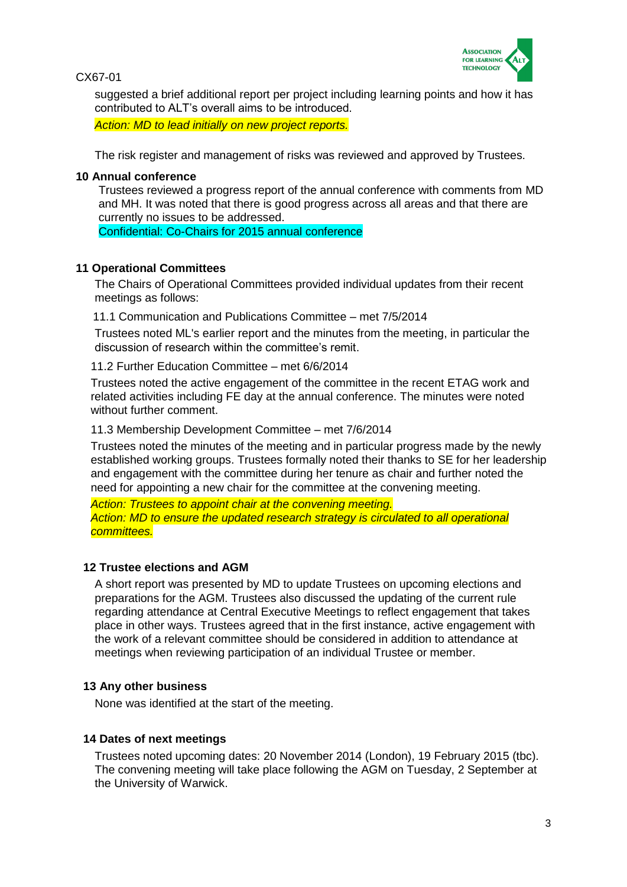suggested a brief additional report per project including learning points and how it has contributed to ALT's overall aims to be introduced.

*Action: MD to lead initially on new project reports.*

The risk register and management of risks was reviewed and approved by Trustees.

**10 Annual conference**

Trustees reviewed a progress report of the annual conference with comments from MD and MH. It was noted that there is good progress across all areas and that there are currently no issues to be addressed.

Confidential: Co-Chairs for 2015 annual conference

**11 Operational Committees**

The Chairs of Operational Committees provided individual updates from their recent meetings as follows:

11.1 Communication and Publications Committee – met 7/5/2014

Trustees noted ML's earlier report and the minutes from the meeting, in particular the discussion of research within the committee's remit.

11.2 Further Education Committee – met 6/6/2014

Trustees noted the active engagement of the committee in the recent ETAG work and related activities including FE day at the annual conference. The minutes were noted without further comment.

11.3 Membership Development Committee – met 7/6/2014

Trustees noted the minutes of the meeting and in particular progress made by the newly established working groups. Trustees formally noted their thanks to SE for her leadership and engagement with the committee during her tenure as chair and further noted the need for appointing a new chair for the committee at the convening meeting.

*Action: Trustees to appoint chair at the convening meeting.*
*Action: MD to ensure the updated research strategy is circulated to all operational committees.*

**12 Trustee elections and AGM**

A short report was presented by MD to update Trustees on upcoming elections and preparations for the AGM. Trustees also discussed the updating of the current rule regarding attendance at Central Executive Meetings to reflect engagement that takes place in other ways. Trustees agreed that in the first instance, active engagement with the work of a relevant committee should be considered in addition to attendance at meetings when reviewing participation of an individual Trustee or member.

**13 Any other business**

None was identified at the start of the meeting.

**14 Dates of next meetings**

Trustees noted upcoming dates: 20 November 2014 (London), 19 February 2015 (tbc). The convening meeting will take place following the AGM on Tuesday, 2 September at the University of Warwick.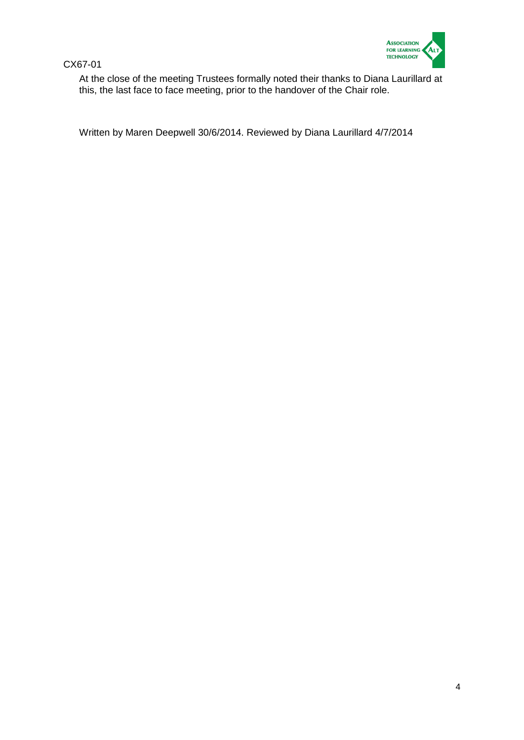At the close of the meeting Trustees formally noted their thanks to Diana Laurillard at this, the last face to face meeting, prior to the handover of the Chair role.

Written by Maren Deepwell 30/6/2014. Reviewed by Diana Laurillard 4/7/2014